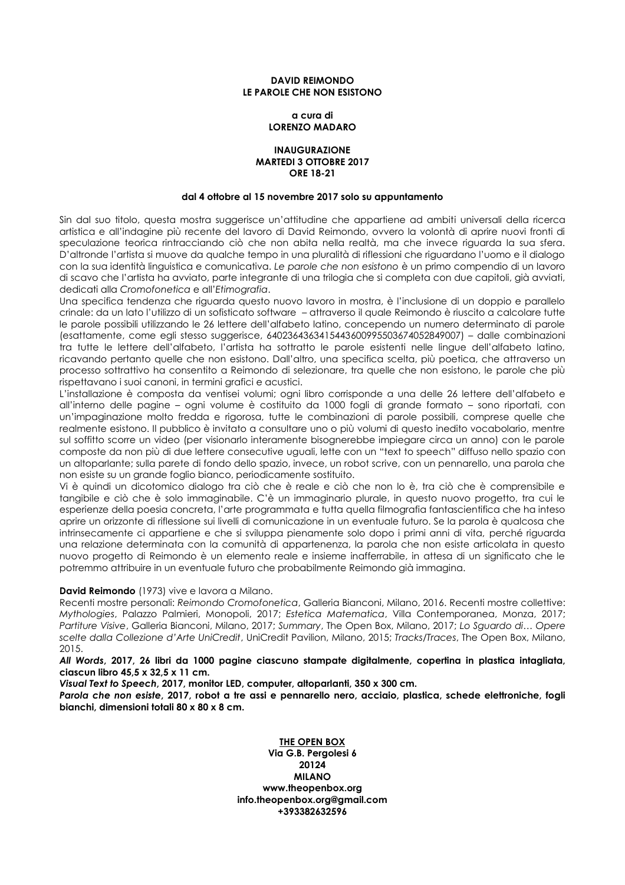**DAVID REIMONDO**
**LE PAROLE CHE NON ESISTONO**

**a cura di**
**LORENZO MADARO**

**INAUGURAZIONE**
**MARTEDI 3 OTTOBRE 2017**
**ORE 18-21**

**dal 4 ottobre al 15 novembre 2017 solo su appuntamento**

Sin dal suo titolo, questa mostra suggerisce un'attitudine che appartiene ad ambiti universali della ricerca artistica e all'indagine più recente del lavoro di David Reimondo, ovvero la volontà di aprire nuovi fronti di speculazione teorica rintracciando ciò che non abita nella realtà, ma che invece riguarda la sua sfera. D'altronde l'artista si muove da qualche tempo in una pluralità di riflessioni che riguardano l'uomo e il dialogo con la sua identità linguistica e comunicativa. *Le parole che non esistono* è un primo compendio di un lavoro di scavo che l'artista ha avviato, parte integrante di una trilogia che si completa con due capitoli, già avviati, dedicati alla *Cromofonetica* e all'*Etimografia*.
Una specifica tendenza che riguarda questo nuovo lavoro in mostra, è l'inclusione di un doppio e parallelo crinale: da un lato l'utilizzo di un sofisticato software – attraverso il quale Reimondo è riuscito a calcolare tutte le parole possibili utilizzando le 26 lettere dell'alfabeto latino, concependo un numero determinato di parole (esattamente, come egli stesso suggerisce, 6402364363415443600995503674052849007) – dalle combinazioni tra tutte le lettere dell'alfabeto, l'artista ha sottratto le parole esistenti nelle lingue dell'alfabeto latino, ricavando pertanto quelle che non esistono. Dall'altro, una specifica scelta, più poetica, che attraverso un processo sottrattivo ha consentito a Reimondo di selezionare, tra quelle che non esistono, le parole che più rispettavano i suoi canoni, in termini grafici e acustici.
L'installazione è composta da ventisei volumi; ogni libro corrisponde a una delle 26 lettere dell'alfabeto e all'interno delle pagine – ogni volume è costituito da 1000 fogli di grande formato – sono riportati, con un'impaginazione molto fredda e rigorosa, tutte le combinazioni di parole possibili, comprese quelle che realmente esistono. Il pubblico è invitato a consultare uno o più volumi di questo inedito vocabolario, mentre sul soffitto scorre un video (per visionarlo interamente bisognerebbe impiegare circa un anno) con le parole composte da non più di due lettere consecutive uguali, lette con un "text to speech" diffuso nello spazio con un altoparlante; sulla parete di fondo dello spazio, invece, un robot scrive, con un pennarello, una parola che non esiste su un grande foglio bianco, periodicamente sostituito.
Vi è quindi un dicotomico dialogo tra ciò che è reale e ciò che non lo è, tra ciò che è comprensibile e tangibile e ciò che è solo immaginabile. C'è un immaginario plurale, in questo nuovo progetto, tra cui le esperienze della poesia concreta, l'arte programmata e tutta quella filmografia fantascientifica che ha inteso aprire un orizzonte di riflessione sui livelli di comunicazione in un eventuale futuro. Se la parola è qualcosa che intrinsecamente ci appartiene e che si sviluppa pienamente solo dopo i primi anni di vita, perché riguarda una relazione determinata con la comunità di appartenenza, la parola che non esiste articolata in questo nuovo progetto di Reimondo è un elemento reale e insieme inafferrabile, in attesa di un significato che le potremmo attribuire in un eventuale futuro che probabilmente Reimondo già immagina.

**David Reimondo** (1973) vive e lavora a Milano.
Recenti mostre personali: *Reimondo Cromofonetica*, Galleria Bianconi, Milano, 2016. Recenti mostre collettive: *Mythologies*, Palazzo Palmieri, Monopoli, 2017; *Estetica Matematica*, Villa Contemporanea, Monza, 2017; *Partiture Visive*, Galleria Bianconi, Milano, 2017; *Summary*, The Open Box, Milano, 2017; *Lo Sguardo di… Opere scelte dalla Collezione d'Arte UniCredit*, UniCredit Pavilion, Milano, 2015; *Tracks/Traces*, The Open Box, Milano, 2015.

***All Words*, 2017, 26 libri da 1000 pagine ciascuno stampate digitalmente, copertina in plastica intagliata, ciascun libro 45,5 x 32,5 x 11 cm.**
***Visual Text to Speech*, 2017, monitor LED, computer, altoparlanti, 350 x 300 cm.**
***Parola che non esiste*, 2017, robot a tre assi e pennarello nero, acciaio, plastica, schede elettroniche, fogli bianchi, dimensioni totali 80 x 80 x 8 cm.**

**THE OPEN BOX**
**Via G.B. Pergolesi 6**
**20124**
**MILANO**
**www.theopenbox.org**
**info.theopenbox.org@gmail.com**
**+393382632596**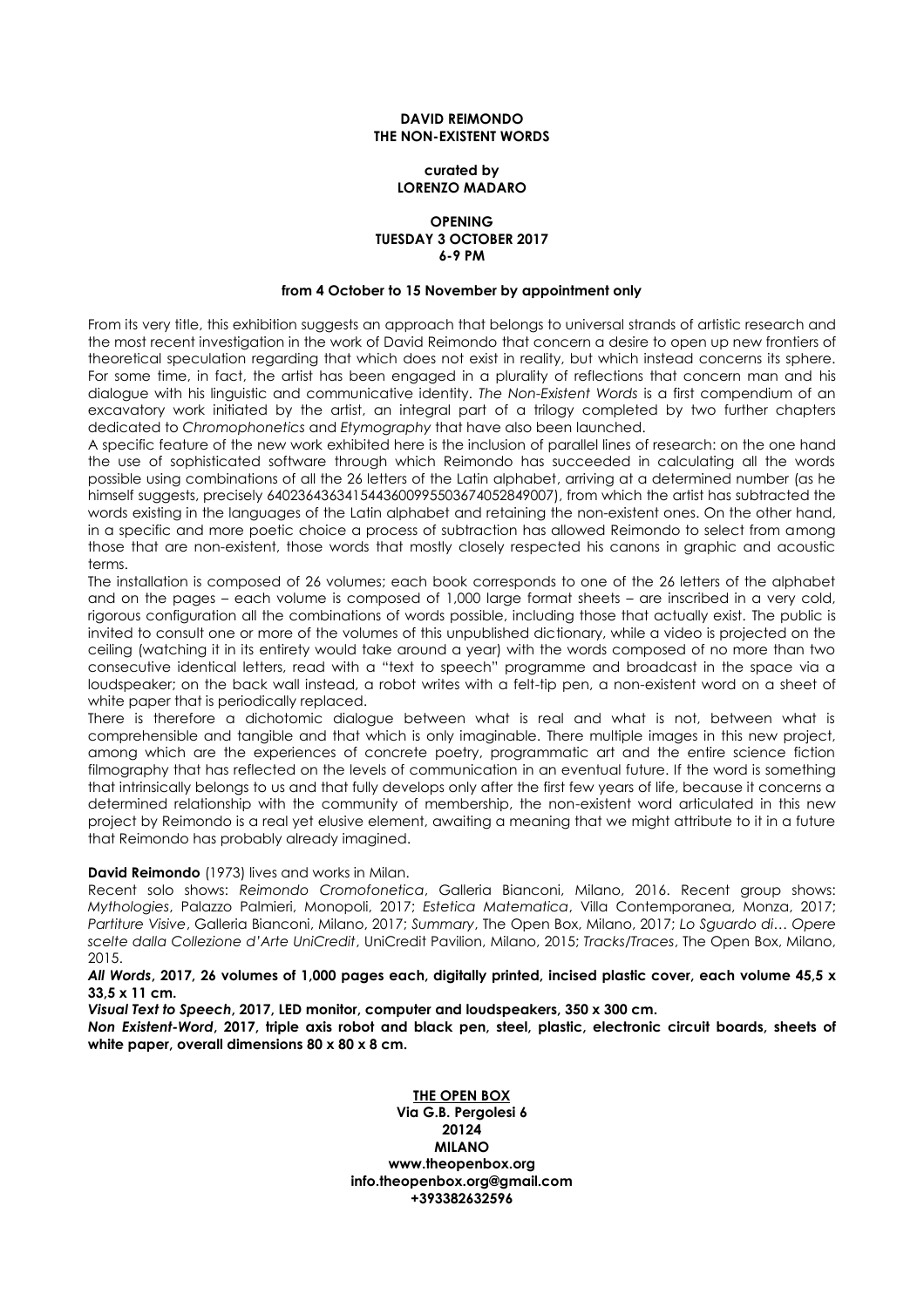**DAVID REIMONDO**
**THE NON-EXISTENT WORDS**

**curated by**
**LORENZO MADARO**

**OPENING**
**TUESDAY 3 OCTOBER 2017**
**6-9 PM**

**from 4 October to 15 November by appointment only**

From its very title, this exhibition suggests an approach that belongs to universal strands of artistic research and the most recent investigation in the work of David Reimondo that concern a desire to open up new frontiers of theoretical speculation regarding that which does not exist in reality, but which instead concerns its sphere. For some time, in fact, the artist has been engaged in a plurality of reflections that concern man and his dialogue with his linguistic and communicative identity. *The Non-Existent Words* is a first compendium of an excavatory work initiated by the artist, an integral part of a trilogy completed by two further chapters dedicated to *Chromophonetics* and *Etymography* that have also been launched.
A specific feature of the new work exhibited here is the inclusion of parallel lines of research: on the one hand the use of sophisticated software through which Reimondo has succeeded in calculating all the words possible using combinations of all the 26 letters of the Latin alphabet, arriving at a determined number (as he himself suggests, precisely 6402364363415443600995503674052849007), from which the artist has subtracted the words existing in the languages of the Latin alphabet and retaining the non-existent ones. On the other hand, in a specific and more poetic choice a process of subtraction has allowed Reimondo to select from among those that are non-existent, those words that mostly closely respected his canons in graphic and acoustic terms.
The installation is composed of 26 volumes; each book corresponds to one of the 26 letters of the alphabet and on the pages – each volume is composed of 1,000 large format sheets – are inscribed in a very cold, rigorous configuration all the combinations of words possible, including those that actually exist. The public is invited to consult one or more of the volumes of this unpublished dictionary, while a video is projected on the ceiling (watching it in its entirety would take around a year) with the words composed of no more than two consecutive identical letters, read with a "text to speech" programme and broadcast in the space via a loudspeaker; on the back wall instead, a robot writes with a felt-tip pen, a non-existent word on a sheet of white paper that is periodically replaced.
There is therefore a dichotomic dialogue between what is real and what is not, between what is comprehensible and tangible and that which is only imaginable. There multiple images in this new project, among which are the experiences of concrete poetry, programmatic art and the entire science fiction filmography that has reflected on the levels of communication in an eventual future. If the word is something that intrinsically belongs to us and that fully develops only after the first few years of life, because it concerns a determined relationship with the community of membership, the non-existent word articulated in this new project by Reimondo is a real yet elusive element, awaiting a meaning that we might attribute to it in a future that Reimondo has probably already imagined.

**David Reimondo** (1973) lives and works in Milan.
Recent solo shows: *Reimondo Cromofonetica*, Galleria Bianconi, Milano, 2016. Recent group shows: *Mythologies*, Palazzo Palmieri, Monopoli, 2017; *Estetica Matematica*, Villa Contemporanea, Monza, 2017; *Partiture Visive*, Galleria Bianconi, Milano, 2017; *Summary*, The Open Box, Milano, 2017; *Lo Sguardo di… Opere scelte dalla Collezione d'Arte UniCredit*, UniCredit Pavilion, Milano, 2015; *Tracks/Traces*, The Open Box, Milano, 2015.
***All Words*, 2017, 26 volumes of 1,000 pages each, digitally printed, incised plastic cover, each volume 45,5 x 33,5 x 11 cm.**
***Visual Text to Speech*, 2017, LED monitor, computer and loudspeakers, 350 x 300 cm.**
***Non Existent-Word*, 2017, triple axis robot and black pen, steel, plastic, electronic circuit boards, sheets of white paper, overall dimensions 80 x 80 x 8 cm.**

**THE OPEN BOX**
**Via G.B. Pergolesi 6**
**20124**
**MILANO**
**www.theopenbox.org**
**info.theopenbox.org@gmail.com**
**+393382632596**